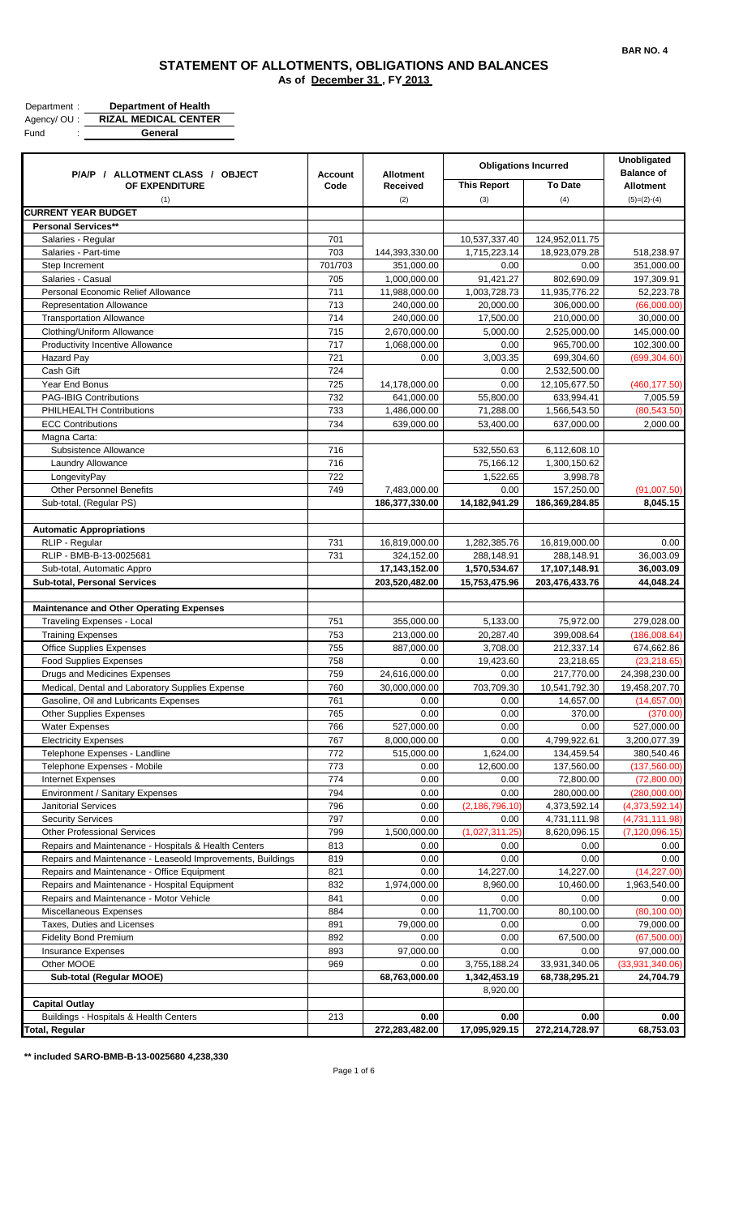BAR NO. 4

# STATEMENT OF ALLOTMENTS, OBLIGATIONS AND BALANCES

**As of December 31 , FY 2013**

Department : **Department of Health**
Agency/ OU : **RIZAL MEDICAL CENTER**
Fund : **General**

| P/A/P / ALLOTMENT CLASS / OBJECT OF EXPENDITURE | Account Code | Allotment Received | Obligations Incurred | | Unobligated Balance of Allotment |
|---|---|---|---|---|---|
| | | | This Report | To Date | |
| (1) | | (2) | (3) | (4) | (5)=(2)-(4) |
| **CURRENT YEAR BUDGET** | | | | | |
| **Personal Services\*\*** | | | | | |
| Salaries - Regular | 701 | | 10,537,337.40 | 124,952,011.75 | |
| Salaries - Part-time | 703 | 144,393,330.00 | 1,715,223.14 | 18,923,079.28 | 518,238.97 |
| Step Increment | 701/703 | 351,000.00 | 0.00 | 0.00 | 351,000.00 |
| Salaries - Casual | 705 | 1,000,000.00 | 91,421.27 | 802,690.09 | 197,309.91 |
| Personal Economic Relief Allowance | 711 | 11,988,000.00 | 1,003,728.73 | 11,935,776.22 | 52,223.78 |
| Representation Allowance | 713 | 240,000.00 | 20,000.00 | 306,000.00 | (66,000.00) |
| Transportation Allowance | 714 | 240,000.00 | 17,500.00 | 210,000.00 | 30,000.00 |
| Clothing/Uniform Allowance | 715 | 2,670,000.00 | 5,000.00 | 2,525,000.00 | 145,000.00 |
| Productivity Incentive Allowance | 717 | 1,068,000.00 | 0.00 | 965,700.00 | 102,300.00 |
| Hazard Pay | 721 | 0.00 | 3,003.35 | 699,304.60 | (699,304.60) |
| Cash Gift | 724 | | 0.00 | 2,532,500.00 | |
| Year End Bonus | 725 | 14,178,000.00 | 0.00 | 12,105,677.50 | (460,177.50) |
| PAG-IBIG Contributions | 732 | 641,000.00 | 55,800.00 | 633,994.41 | 7,005.59 |
| PHILHEALTH Contributions | 733 | 1,486,000.00 | 71,288.00 | 1,566,543.50 | (80,543.50) |
| ECC Contributions | 734 | 639,000.00 | 53,400.00 | 637,000.00 | 2,000.00 |
| Magna Carta: | | | | | |
| Subsistence Allowance | 716 | | 532,550.63 | 6,112,608.10 | |
| Laundry Allowance | 716 | | 75,166.12 | 1,300,150.62 | |
| LongevityPay | 722 | | 1,522.65 | 3,998.78 | |
| Other Personnel Benefits | 749 | 7,483,000.00 | 0.00 | 157,250.00 | (91,007.50) |
| Sub-total, (Regular PS) | | **186,377,330.00** | **14,182,941.29** | **186,369,284.85** | **8,045.15** |
| | | | | | |
| **Automatic Appropriations** | | | | | |
| RLIP - Regular | 731 | 16,819,000.00 | 1,282,385.76 | 16,819,000.00 | 0.00 |
| RLIP - BMB-B-13-0025681 | 731 | 324,152.00 | 288,148.91 | 288,148.91 | 36,003.09 |
| Sub-total, Automatic Appro | | **17,143,152.00** | **1,570,534.67** | **17,107,148.91** | **36,003.09** |
| **Sub-total, Personal Services** | | **203,520,482.00** | **15,753,475.96** | **203,476,433.76** | **44,048.24** |
| | | | | | |
| **Maintenance and Other Operating Expenses** | | | | | |
| Traveling Expenses - Local | 751 | 355,000.00 | 5,133.00 | 75,972.00 | 279,028.00 |
| Training Expenses | 753 | 213,000.00 | 20,287.40 | 399,008.64 | (186,008.64) |
| Office Supplies Expenses | 755 | 887,000.00 | 3,708.00 | 212,337.14 | 674,662.86 |
| Food Supplies Expenses | 758 | 0.00 | 19,423.60 | 23,218.65 | (23,218.65) |
| Drugs and Medicines Expenses | 759 | 24,616,000.00 | 0.00 | 217,770.00 | 24,398,230.00 |
| Medical, Dental and Laboratory Supplies Expense | 760 | 30,000,000.00 | 703,709.30 | 10,541,792.30 | 19,458,207.70 |
| Gasoline, Oil and Lubricants Expenses | 761 | 0.00 | 0.00 | 14,657.00 | (14,657.00) |
| Other Supplies Expenses | 765 | 0.00 | 0.00 | 370.00 | (370.00) |
| Water Expenses | 766 | 527,000.00 | 0.00 | 0.00 | 527,000.00 |
| Electricity Expenses | 767 | 8,000,000.00 | 0.00 | 4,799,922.61 | 3,200,077.39 |
| Telephone Expenses - Landline | 772 | 515,000.00 | 1,624.00 | 134,459.54 | 380,540.46 |
| Telephone Expenses - Mobile | 773 | 0.00 | 12,600.00 | 137,560.00 | (137,560.00) |
| Internet Expenses | 774 | 0.00 | 0.00 | 72,800.00 | (72,800.00) |
| Environment / Sanitary Expenses | 794 | 0.00 | 0.00 | 280,000.00 | (280,000.00) |
| Janitorial Services | 796 | 0.00 | (2,186,796.10) | 4,373,592.14 | (4,373,592.14) |
| Security Services | 797 | 0.00 | 0.00 | 4,731,111.98 | (4,731,111.98) |
| Other Professional Services | 799 | 1,500,000.00 | (1,027,311.25) | 8,620,096.15 | (7,120,096.15) |
| Repairs and Maintenance - Hospitals & Health Centers | 813 | 0.00 | 0.00 | 0.00 | 0.00 |
| Repairs and Maintenance - Leaseold Improvements, Buildings | 819 | 0.00 | 0.00 | 0.00 | 0.00 |
| Repairs and Maintenance - Office Equipment | 821 | 0.00 | 14,227.00 | 14,227.00 | (14,227.00) |
| Repairs and Maintenance - Hospital Equipment | 832 | 1,974,000.00 | 8,960.00 | 10,460.00 | 1,963,540.00 |
| Repairs and Maintenance - Motor Vehicle | 841 | 0.00 | 0.00 | 0.00 | 0.00 |
| Miscellaneous Expenses | 884 | 0.00 | 11,700.00 | 80,100.00 | (80,100.00) |
| Taxes, Duties and Licenses | 891 | 79,000.00 | 0.00 | 0.00 | 79,000.00 |
| Fidelity Bond Premium | 892 | 0.00 | 0.00 | 67,500.00 | (67,500.00) |
| Insurance Expenses | 893 | 97,000.00 | 0.00 | 0.00 | 97,000.00 |
| Other MOOE | 969 | 0.00 | 3,755,188.24 | 33,931,340.06 | (33,931,340.06) |
| **Sub-total (Regular MOOE)** | | **68,763,000.00** | **1,342,453.19** | **68,738,295.21** | **24,704.79** |
| | | | 8,920.00 | | |
| **Capital Outlay** | | | | | |
| Buildings - Hospitals & Health Centers | 213 | **0.00** | **0.00** | **0.00** | **0.00** |
| **Total, Regular** | | **272,283,482.00** | **17,095,929.15** | **272,214,728.97** | **68,753.03** |

**\*\* included SARO-BMB-B-13-0025680 4,238,330**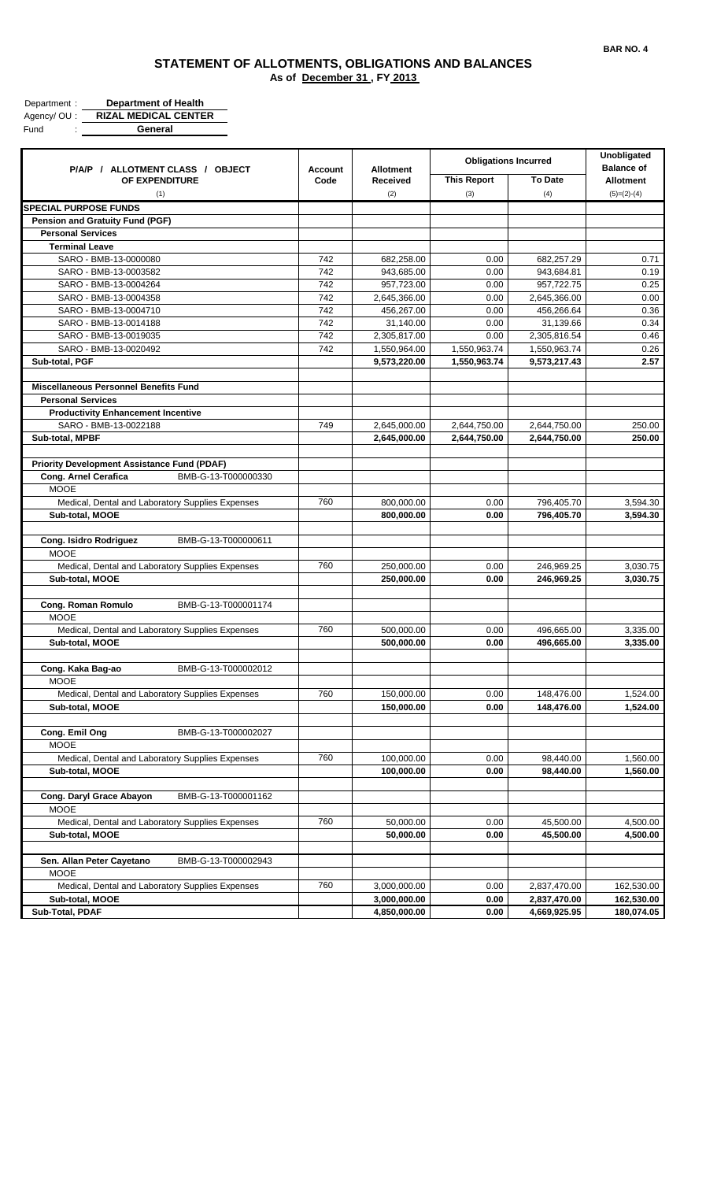BAR NO. 4

# STATEMENT OF ALLOTMENTS, OBLIGATIONS AND BALANCES

**As of December 31 , FY 2013**

Department : **Department of Health**
Agency/ OU : **RIZAL MEDICAL CENTER**
Fund : **General**

| P/A/P / ALLOTMENT CLASS / OBJECT OF EXPENDITURE | Account Code | Allotment Received | Obligations Incurred | | Unobligated Balance of Allotment |
|---|---|---|---|---|---|
| | | | This Report | To Date | |
| (1) | | (2) | (3) | (4) | (5)=(2)-(4) |
| **SPECIAL PURPOSE FUNDS** | | | | | |
| **Pension and Gratuity Fund (PGF)** | | | | | |
| **Personal Services** | | | | | |
| **Terminal Leave** | | | | | |
| SARO - BMB-13-0000080 | 742 | 682,258.00 | 0.00 | 682,257.29 | 0.71 |
| SARO - BMB-13-0003582 | 742 | 943,685.00 | 0.00 | 943,684.81 | 0.19 |
| SARO - BMB-13-0004264 | 742 | 957,723.00 | 0.00 | 957,722.75 | 0.25 |
| SARO - BMB-13-0004358 | 742 | 2,645,366.00 | 0.00 | 2,645,366.00 | 0.00 |
| SARO - BMB-13-0004710 | 742 | 456,267.00 | 0.00 | 456,266.64 | 0.36 |
| SARO - BMB-13-0014188 | 742 | 31,140.00 | 0.00 | 31,139.66 | 0.34 |
| SARO - BMB-13-0019035 | 742 | 2,305,817.00 | 0.00 | 2,305,816.54 | 0.46 |
| SARO - BMB-13-0020492 | 742 | 1,550,964.00 | 1,550,963.74 | 1,550,963.74 | 0.26 |
| **Sub-total, PGF** | | **9,573,220.00** | **1,550,963.74** | **9,573,217.43** | **2.57** |
| | | | | | |
| **Miscellaneous Personnel Benefits Fund** | | | | | |
| **Personal Services** | | | | | |
| **Productivity Enhancement Incentive** | | | | | |
| SARO - BMB-13-0022188 | 749 | 2,645,000.00 | 2,644,750.00 | 2,644,750.00 | 250.00 |
| **Sub-total, MPBF** | | **2,645,000.00** | **2,644,750.00** | **2,644,750.00** | **250.00** |
| | | | | | |
| **Priority Development Assistance Fund (PDAF)** | | | | | |
| **Cong. Arnel Cerafica** BMB-G-13-T000000330 | | | | | |
| MOOE | | | | | |
| Medical, Dental and Laboratory Supplies Expenses | 760 | 800,000.00 | 0.00 | 796,405.70 | 3,594.30 |
| **Sub-total, MOOE** | | **800,000.00** | **0.00** | **796,405.70** | **3,594.30** |
| | | | | | |
| **Cong. Isidro Rodriguez** BMB-G-13-T000000611 | | | | | |
| MOOE | | | | | |
| Medical, Dental and Laboratory Supplies Expenses | 760 | 250,000.00 | 0.00 | 246,969.25 | 3,030.75 |
| **Sub-total, MOOE** | | **250,000.00** | **0.00** | **246,969.25** | **3,030.75** |
| | | | | | |
| **Cong. Roman Romulo** BMB-G-13-T000001174 | | | | | |
| MOOE | | | | | |
| Medical, Dental and Laboratory Supplies Expenses | 760 | 500,000.00 | 0.00 | 496,665.00 | 3,335.00 |
| **Sub-total, MOOE** | | **500,000.00** | **0.00** | **496,665.00** | **3,335.00** |
| | | | | | |
| **Cong. Kaka Bag-ao** BMB-G-13-T000002012 | | | | | |
| MOOE | | | | | |
| Medical, Dental and Laboratory Supplies Expenses | 760 | 150,000.00 | 0.00 | 148,476.00 | 1,524.00 |
| **Sub-total, MOOE** | | **150,000.00** | **0.00** | **148,476.00** | **1,524.00** |
| | | | | | |
| **Cong. Emil Ong** BMB-G-13-T000002027 | | | | | |
| MOOE | | | | | |
| Medical, Dental and Laboratory Supplies Expenses | 760 | 100,000.00 | 0.00 | 98,440.00 | 1,560.00 |
| **Sub-total, MOOE** | | **100,000.00** | **0.00** | **98,440.00** | **1,560.00** |
| | | | | | |
| **Cong. Daryl Grace Abayon** BMB-G-13-T000001162 | | | | | |
| MOOE | | | | | |
| Medical, Dental and Laboratory Supplies Expenses | 760 | 50,000.00 | 0.00 | 45,500.00 | 4,500.00 |
| **Sub-total, MOOE** | | **50,000.00** | **0.00** | **45,500.00** | **4,500.00** |
| | | | | | |
| **Sen. Allan Peter Cayetano** BMB-G-13-T000002943 | | | | | |
| MOOE | | | | | |
| Medical, Dental and Laboratory Supplies Expenses | 760 | 3,000,000.00 | 0.00 | 2,837,470.00 | 162,530.00 |
| **Sub-total, MOOE** | | **3,000,000.00** | **0.00** | **2,837,470.00** | **162,530.00** |
| **Sub-Total, PDAF** | | **4,850,000.00** | **0.00** | **4,669,925.95** | **180,074.05** |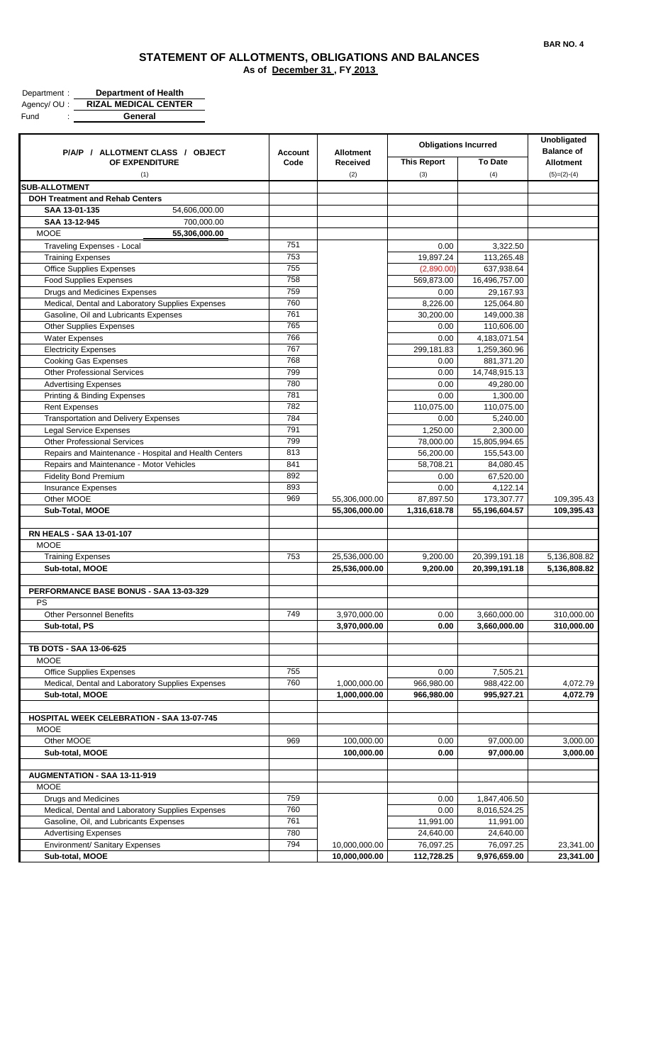BAR NO. 4

# STATEMENT OF ALLOTMENTS, OBLIGATIONS AND BALANCES

**As of December 31 , FY 2013**

Department : **Department of Health**
Agency/ OU : **RIZAL MEDICAL CENTER**
Fund : **General**

| P/A/P / ALLOTMENT CLASS / OBJECT OF EXPENDITURE | Account Code | Allotment Received | Obligations Incurred | | Unobligated Balance of Allotment |
|---|---|---|---|---|---|
| | | | This Report | To Date | |
| (1) | | (2) | (3) | (4) | (5)=(2)-(4) |
| **SUB-ALLOTMENT** | | | | | |
| **DOH Treatment and Rehab Centers** | | | | | |
| **SAA 13-01-135** 54,606,000.00 | | | | | |
| **SAA 13-12-945** 700,000.00 | | | | | |
| MOOE **55,306,000.00** | | | | | |
| Traveling Expenses - Local | 751 | | 0.00 | 3,322.50 | |
| Training Expenses | 753 | | 19,897.24 | 113,265.48 | |
| Office Supplies Expenses | 755 | | (2,890.00) | 637,938.64 | |
| Food Supplies Expenses | 758 | | 569,873.00 | 16,496,757.00 | |
| Drugs and Medicines Expenses | 759 | | 0.00 | 29,167.93 | |
| Medical, Dental and Laboratory Supplies Expenses | 760 | | 8,226.00 | 125,064.80 | |
| Gasoline, Oil and Lubricants Expenses | 761 | | 30,200.00 | 149,000.38 | |
| Other Supplies Expenses | 765 | | 0.00 | 110,606.00 | |
| Water Expenses | 766 | | 0.00 | 4,183,071.54 | |
| Electricity Expenses | 767 | | 299,181.83 | 1,259,360.96 | |
| Cooking Gas Expenses | 768 | | 0.00 | 881,371.20 | |
| Other Professional Services | 799 | | 0.00 | 14,748,915.13 | |
| Advertising Expenses | 780 | | 0.00 | 49,280.00 | |
| Printing & Binding Expenses | 781 | | 0.00 | 1,300.00 | |
| Rent Expenses | 782 | | 110,075.00 | 110,075.00 | |
| Transportation and Delivery Expenses | 784 | | 0.00 | 5,240.00 | |
| Legal Service Expenses | 791 | | 1,250.00 | 2,300.00 | |
| Other Professional Services | 799 | | 78,000.00 | 15,805,994.65 | |
| Repairs and Maintenance - Hospital and Health Centers | 813 | | 56,200.00 | 155,543.00 | |
| Repairs and Maintenance - Motor Vehicles | 841 | | 58,708.21 | 84,080.45 | |
| Fidelity Bond Premium | 892 | | 0.00 | 67,520.00 | |
| Insurance Expenses | 893 | | 0.00 | 4,122.14 | |
| Other MOOE | 969 | 55,306,000.00 | 87,897.50 | 173,307.77 | 109,395.43 |
| **Sub-Total, MOOE** | | **55,306,000.00** | **1,316,618.78** | **55,196,604.57** | **109,395.43** |
| | | | | | |
| **RN HEALS - SAA 13-01-107** | | | | | |
| MOOE | | | | | |
| Training Expenses | 753 | 25,536,000.00 | 9,200.00 | 20,399,191.18 | 5,136,808.82 |
| **Sub-total, MOOE** | | **25,536,000.00** | **9,200.00** | **20,399,191.18** | **5,136,808.82** |
| | | | | | |
| **PERFORMANCE BASE BONUS - SAA 13-03-329** | | | | | |
| PS | | | | | |
| Other Personnel Benefits | 749 | 3,970,000.00 | 0.00 | 3,660,000.00 | 310,000.00 |
| **Sub-total, PS** | | **3,970,000.00** | **0.00** | **3,660,000.00** | **310,000.00** |
| | | | | | |
| **TB DOTS - SAA 13-06-625** | | | | | |
| MOOE | | | | | |
| Office Supplies Expenses | 755 | | 0.00 | 7,505.21 | |
| Medical, Dental and Laboratory Supplies Expenses | 760 | 1,000,000.00 | 966,980.00 | 988,422.00 | 4,072.79 |
| **Sub-total, MOOE** | | **1,000,000.00** | **966,980.00** | **995,927.21** | **4,072.79** |
| | | | | | |
| **HOSPITAL WEEK CELEBRATION - SAA 13-07-745** | | | | | |
| MOOE | | | | | |
| Other MOOE | 969 | 100,000.00 | 0.00 | 97,000.00 | 3,000.00 |
| **Sub-total, MOOE** | | **100,000.00** | **0.00** | **97,000.00** | **3,000.00** |
| | | | | | |
| **AUGMENTATION - SAA 13-11-919** | | | | | |
| MOOE | | | | | |
| Drugs and Medicines | 759 | | 0.00 | 1,847,406.50 | |
| Medical, Dental and Laboratory Supplies Expenses | 760 | | 0.00 | 8,016,524.25 | |
| Gasoline, Oil, and Lubricants Expenses | 761 | | 11,991.00 | 11,991.00 | |
| Advertising Expenses | 780 | | 24,640.00 | 24,640.00 | |
| Environment/ Sanitary Expenses | 794 | 10,000,000.00 | 76,097.25 | 76,097.25 | 23,341.00 |
| **Sub-total, MOOE** | | **10,000,000.00** | **112,728.25** | **9,976,659.00** | **23,341.00** |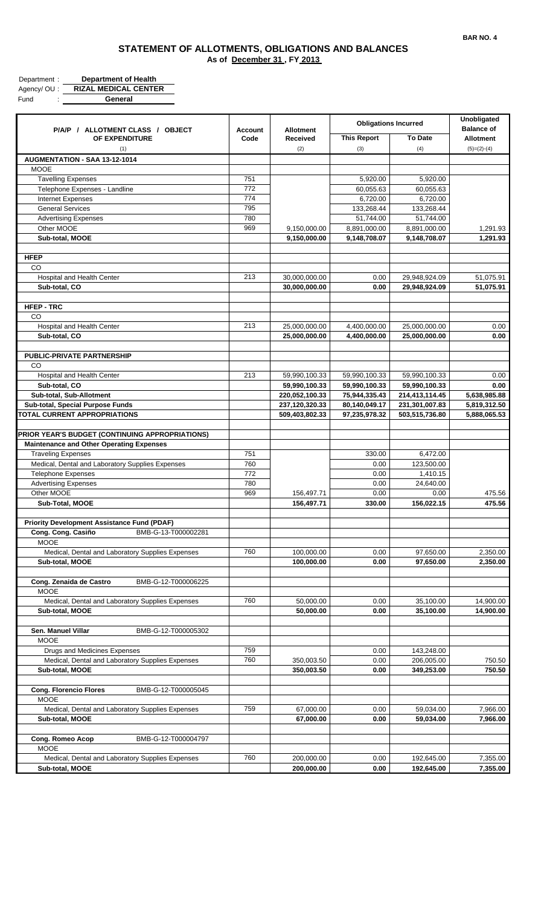BAR NO. 4

# STATEMENT OF ALLOTMENTS, OBLIGATIONS AND BALANCES

**As of December 31 , FY 2013**

Department : **Department of Health**
Agency/ OU : **RIZAL MEDICAL CENTER**
Fund : **General**

| P/A/P / ALLOTMENT CLASS / OBJECT OF EXPENDITURE | Account Code | Allotment Received | Obligations Incurred | | Unobligated Balance of Allotment |
|---|---|---|---|---|---|
| | | | This Report | To Date | |
| (1) | | (2) | (3) | (4) | (5)=(2)-(4) |
| **AUGMENTATION - SAA 13-12-1014** | | | | | |
| MOOE | | | | | |
| Tavelling Expenses | 751 | | 5,920.00 | 5,920.00 | |
| Telephone Expenses - Landline | 772 | | 60,055.63 | 60,055.63 | |
| Internet Expenses | 774 | | 6,720.00 | 6,720.00 | |
| General Services | 795 | | 133,268.44 | 133,268.44 | |
| Advertising Expenses | 780 | | 51,744.00 | 51,744.00 | |
| Other MOOE | 969 | 9,150,000.00 | 8,891,000.00 | 8,891,000.00 | 1,291.93 |
| **Sub-total, MOOE** | | **9,150,000.00** | **9,148,708.07** | **9,148,708.07** | **1,291.93** |
| | | | | | |
| **HFEP** | | | | | |
| CO | | | | | |
| Hospital and Health Center | 213 | 30,000,000.00 | 0.00 | 29,948,924.09 | 51,075.91 |
| **Sub-total, CO** | | **30,000,000.00** | **0.00** | **29,948,924.09** | **51,075.91** |
| | | | | | |
| **HFEP - TRC** | | | | | |
| CO | | | | | |
| Hospital and Health Center | 213 | 25,000,000.00 | 4,400,000.00 | 25,000,000.00 | 0.00 |
| **Sub-total, CO** | | **25,000,000.00** | **4,400,000.00** | **25,000,000.00** | **0.00** |
| | | | | | |
| **PUBLIC-PRIVATE PARTNERSHIP** | | | | | |
| CO | | | | | |
| Hospital and Health Center | 213 | 59,990,100.33 | 59,990,100.33 | 59,990,100.33 | 0.00 |
| **Sub-total, CO** | | **59,990,100.33** | **59,990,100.33** | **59,990,100.33** | **0.00** |
| **Sub-total, Sub-Allotment** | | **220,052,100.33** | **75,944,335.43** | **214,413,114.45** | **5,638,985.88** |
| **Sub-total, Special Purpose Funds** | | **237,120,320.33** | **80,140,049.17** | **231,301,007.83** | **5,819,312.50** |
| **TOTAL CURRENT APPROPRIATIONS** | | **509,403,802.33** | **97,235,978.32** | **503,515,736.80** | **5,888,065.53** |
| | | | | | |
| **PRIOR YEAR'S BUDGET (CONTINUING APPROPRIATIONS)** | | | | | |
| **Maintenance and Other Operating Expenses** | | | | | |
| Traveling Expenses | 751 | | 330.00 | 6,472.00 | |
| Medical, Dental and Laboratory Supplies Expenses | 760 | | 0.00 | 123,500.00 | |
| Telephone Expenses | 772 | | 0.00 | 1,410.15 | |
| Advertising Expenses | 780 | | 0.00 | 24,640.00 | |
| Other MOOE | 969 | 156,497.71 | 0.00 | 0.00 | 475.56 |
| **Sub-Total, MOOE** | | **156,497.71** | **330.00** | **156,022.15** | **475.56** |
| | | | | | |
| **Priority Development Assistance Fund (PDAF)** | | | | | |
| **Cong. Cong. Casiño** BMB-G-13-T000002281 | | | | | |
| MOOE | | | | | |
| Medical, Dental and Laboratory Supplies Expenses | 760 | 100,000.00 | 0.00 | 97,650.00 | 2,350.00 |
| **Sub-total, MOOE** | | **100,000.00** | **0.00** | **97,650.00** | **2,350.00** |
| | | | | | |
| **Cong. Zenaida de Castro** BMB-G-12-T000006225 | | | | | |
| MOOE | | | | | |
| Medical, Dental and Laboratory Supplies Expenses | 760 | 50,000.00 | 0.00 | 35,100.00 | 14,900.00 |
| **Sub-total, MOOE** | | **50,000.00** | **0.00** | **35,100.00** | **14,900.00** |
| | | | | | |
| **Sen. Manuel Villar** BMB-G-12-T000005302 | | | | | |
| MOOE | | | | | |
| Drugs and Medicines Expenses | 759 | | 0.00 | 143,248.00 | |
| Medical, Dental and Laboratory Supplies Expenses | 760 | 350,003.50 | 0.00 | 206,005.00 | 750.50 |
| **Sub-total, MOOE** | | **350,003.50** | **0.00** | **349,253.00** | **750.50** |
| | | | | | |
| **Cong. Florencio Flores** BMB-G-12-T000005045 | | | | | |
| MOOE | | | | | |
| Medical, Dental and Laboratory Supplies Expenses | 759 | 67,000.00 | 0.00 | 59,034.00 | 7,966.00 |
| **Sub-total, MOOE** | | **67,000.00** | **0.00** | **59,034.00** | **7,966.00** |
| | | | | | |
| **Cong. Romeo Acop** BMB-G-12-T000004797 | | | | | |
| MOOE | | | | | |
| Medical, Dental and Laboratory Supplies Expenses | 760 | 200,000.00 | 0.00 | 192,645.00 | 7,355.00 |
| **Sub-total, MOOE** | | **200,000.00** | **0.00** | **192,645.00** | **7,355.00** |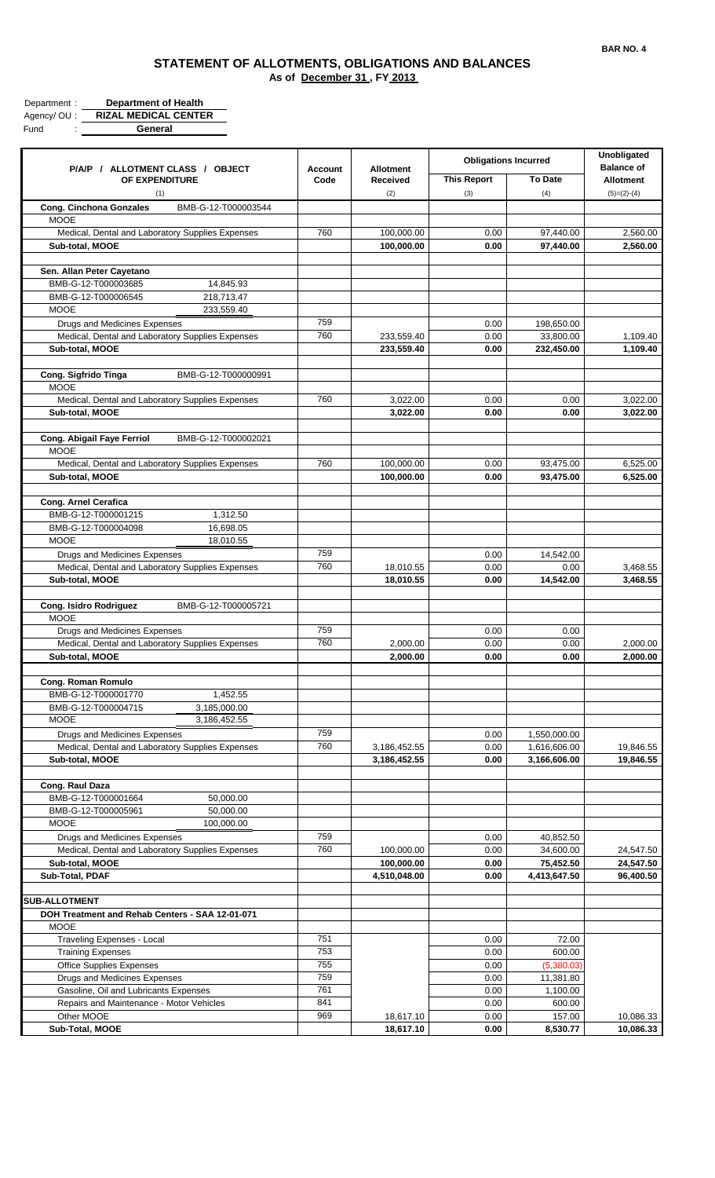BAR NO. 4

# STATEMENT OF ALLOTMENTS, OBLIGATIONS AND BALANCES

**As of December 31 , FY 2013**

Department : **Department of Health**
Agency/ OU : **RIZAL MEDICAL CENTER**
Fund : **General**

| P/A/P / ALLOTMENT CLASS / OBJECT OF EXPENDITURE | | Account Code | Allotment Received | Obligations Incurred | | Unobligated Balance of Allotment |
|---|---|---|---|---|---|---|
| | | | | This Report | To Date | |
| (1) | | | (2) | (3) | (4) | (5)=(2)-(4) |
| **Cong. Cinchona Gonzales** | BMB-G-12-T000003544 | | | | | |
| MOOE | | | | | | |
| Medical, Dental and Laboratory Supplies Expenses | | 760 | 100,000.00 | 0.00 | 97,440.00 | 2,560.00 |
| **Sub-total, MOOE** | | | **100,000.00** | **0.00** | **97,440.00** | **2,560.00** |
| | | | | | | |
| **Sen. Allan Peter Cayetano** | | | | | | |
| BMB-G-12-T000003685 | 14,845.93 | | | | | |
| BMB-G-12-T000006545 | 218,713.47 | | | | | |
| MOOE | 233,559.40 | | | | | |
| Drugs and Medicines Expenses | | 759 | | 0.00 | 198,650.00 | |
| Medical, Dental and Laboratory Supplies Expenses | | 760 | 233,559.40 | 0.00 | 33,800.00 | 1,109.40 |
| **Sub-total, MOOE** | | | **233,559.40** | **0.00** | **232,450.00** | **1,109.40** |
| | | | | | | |
| **Cong. Sigfrido Tinga** | BMB-G-12-T000000991 | | | | | |
| MOOE | | | | | | |
| Medical, Dental and Laboratory Supplies Expenses | | 760 | 3,022.00 | 0.00 | 0.00 | 3,022.00 |
| **Sub-total, MOOE** | | | **3,022.00** | **0.00** | **0.00** | **3,022.00** |
| | | | | | | |
| **Cong. Abigail Faye Ferriol** | BMB-G-12-T000002021 | | | | | |
| MOOE | | | | | | |
| Medical, Dental and Laboratory Supplies Expenses | | 760 | 100,000.00 | 0.00 | 93,475.00 | 6,525.00 |
| **Sub-total, MOOE** | | | **100,000.00** | **0.00** | **93,475.00** | **6,525.00** |
| | | | | | | |
| **Cong. Arnel Cerafica** | | | | | | |
| BMB-G-12-T000001215 | 1,312.50 | | | | | |
| BMB-G-12-T000004098 | 16,698.05 | | | | | |
| MOOE | 18,010.55 | | | | | |
| Drugs and Medicines Expenses | | 759 | | 0.00 | 14,542.00 | |
| Medical, Dental and Laboratory Supplies Expenses | | 760 | 18,010.55 | 0.00 | 0.00 | 3,468.55 |
| **Sub-total, MOOE** | | | **18,010.55** | **0.00** | **14,542.00** | **3,468.55** |
| | | | | | | |
| **Cong. Isidro Rodriguez** | BMB-G-12-T000005721 | | | | | |
| MOOE | | | | | | |
| Drugs and Medicines Expenses | | 759 | | 0.00 | 0.00 | |
| Medical, Dental and Laboratory Supplies Expenses | | 760 | 2,000.00 | 0.00 | 0.00 | 2,000.00 |
| **Sub-total, MOOE** | | | **2,000.00** | **0.00** | **0.00** | **2,000.00** |
| | | | | | | |
| **Cong. Roman Romulo** | | | | | | |
| BMB-G-12-T000001770 | 1,452.55 | | | | | |
| BMB-G-12-T000004715 | 3,185,000.00 | | | | | |
| MOOE | 3,186,452.55 | | | | | |
| Drugs and Medicines Expenses | | 759 | | 0.00 | 1,550,000.00 | |
| Medical, Dental and Laboratory Supplies Expenses | | 760 | 3,186,452.55 | 0.00 | 1,616,606.00 | 19,846.55 |
| **Sub-total, MOOE** | | | **3,186,452.55** | **0.00** | **3,166,606.00** | **19,846.55** |
| | | | | | | |
| **Cong. Raul Daza** | | | | | | |
| BMB-G-12-T000001664 | 50,000.00 | | | | | |
| BMB-G-12-T000005961 | 50,000.00 | | | | | |
| MOOE | 100,000.00 | | | | | |
| Drugs and Medicines Expenses | | 759 | | 0.00 | 40,852.50 | |
| Medical, Dental and Laboratory Supplies Expenses | | 760 | 100,000.00 | 0.00 | 34,600.00 | 24,547.50 |
| **Sub-total, MOOE** | | | **100,000.00** | **0.00** | **75,452.50** | **24,547.50** |
| **Sub-Total, PDAF** | | | **4,510,048.00** | **0.00** | **4,413,647.50** | **96,400.50** |
| | | | | | | |
| **SUB-ALLOTMENT** | | | | | | |
| **DOH Treatment and Rehab Centers - SAA 12-01-071** | | | | | | |
| MOOE | | | | | | |
| Traveling Expenses - Local | | 751 | | 0.00 | 72.00 | |
| Training Expenses | | 753 | | 0.00 | 600.00 | |
| Office Supplies Expenses | | 755 | | 0.00 | (5,380.03) | |
| Drugs and Medicines Expenses | | 759 | | 0.00 | 11,381.80 | |
| Gasoline, Oil and Lubricants Expenses | | 761 | | 0.00 | 1,100.00 | |
| Repairs and Maintenance - Motor Vehicles | | 841 | | 0.00 | 600.00 | |
| Other MOOE | | 969 | 18,617.10 | 0.00 | 157.00 | 10,086.33 |
| **Sub-Total, MOOE** | | | **18,617.10** | **0.00** | **8,530.77** | **10,086.33** |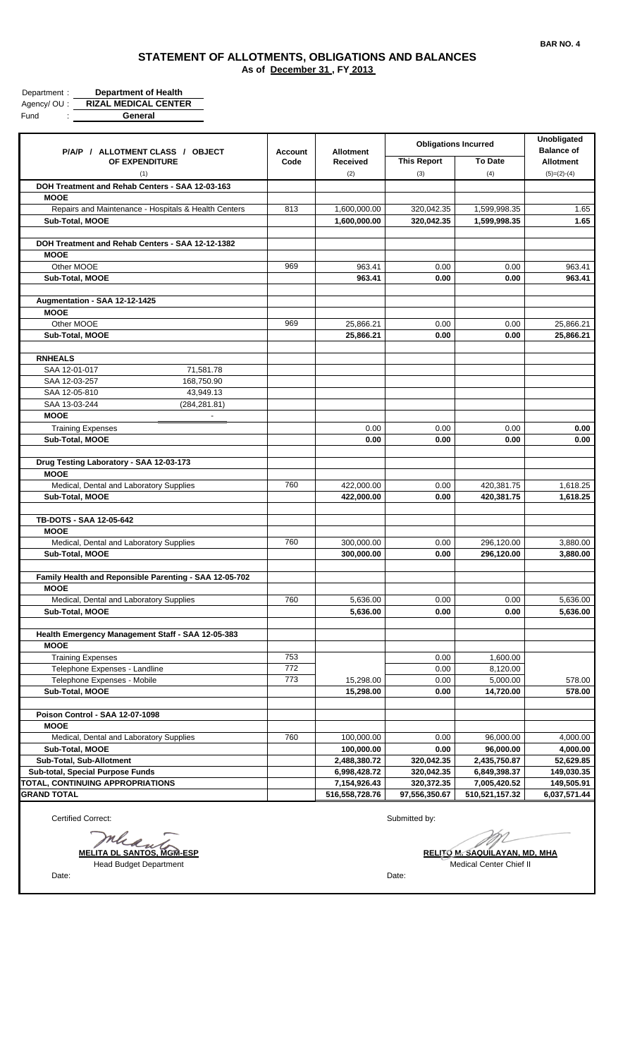BAR NO. 4

# STATEMENT OF ALLOTMENTS, OBLIGATIONS AND BALANCES

**As of December 31 , FY 2013**

Department : **Department of Health**
Agency/ OU : **RIZAL MEDICAL CENTER**
Fund : **General**

| P/A/P / ALLOTMENT CLASS / OBJECT OF EXPENDITURE | Account Code | Allotment Received | Obligations Incurred | | Unobligated Balance of Allotment |
|---|---|---|---|---|---|
| | | | This Report | To Date | |
| (1) | | (2) | (3) | (4) | (5)=(2)-(4) |
| **DOH Treatment and Rehab Centers - SAA 12-03-163** | | | | | |
| **MOOE** | | | | | |
| Repairs and Maintenance - Hospitals & Health Centers | 813 | 1,600,000.00 | 320,042.35 | 1,599,998.35 | 1.65 |
| **Sub-Total, MOOE** | | **1,600,000.00** | **320,042.35** | **1,599,998.35** | **1.65** |
| | | | | | |
| **DOH Treatment and Rehab Centers - SAA 12-12-1382** | | | | | |
| **MOOE** | | | | | |
| Other MOOE | 969 | 963.41 | 0.00 | 0.00 | 963.41 |
| **Sub-Total, MOOE** | | **963.41** | **0.00** | **0.00** | **963.41** |
| | | | | | |
| **Augmentation - SAA 12-12-1425** | | | | | |
| **MOOE** | | | | | |
| Other MOOE | 969 | 25,866.21 | 0.00 | 0.00 | 25,866.21 |
| **Sub-Total, MOOE** | | **25,866.21** | **0.00** | **0.00** | **25,866.21** |
| | | | | | |
| **RNHEALS** | | | | | |
| SAA 12-01-017 71,581.78 | | | | | |
| SAA 12-03-257 168,750.90 | | | | | |
| SAA 12-05-810 43,949.13 | | | | | |
| SAA 13-03-244 (284,281.81) | | | | | |
| **MOOE** - | | | | | |
| Training Expenses | | 0.00 | 0.00 | 0.00 | **0.00** |
| **Sub-Total, MOOE** | | **0.00** | **0.00** | **0.00** | **0.00** |
| | | | | | |
| **Drug Testing Laboratory - SAA 12-03-173** | | | | | |
| **MOOE** | | | | | |
| Medical, Dental and Laboratory Supplies | 760 | 422,000.00 | 0.00 | 420,381.75 | 1,618.25 |
| **Sub-Total, MOOE** | | **422,000.00** | **0.00** | **420,381.75** | **1,618.25** |
| | | | | | |
| **TB-DOTS - SAA 12-05-642** | | | | | |
| **MOOE** | | | | | |
| Medical, Dental and Laboratory Supplies | 760 | 300,000.00 | 0.00 | 296,120.00 | 3,880.00 |
| **Sub-Total, MOOE** | | **300,000.00** | **0.00** | **296,120.00** | **3,880.00** |
| | | | | | |
| **Family Health and Reponsible Parenting - SAA 12-05-702** | | | | | |
| **MOOE** | | | | | |
| Medical, Dental and Laboratory Supplies | 760 | 5,636.00 | 0.00 | 0.00 | 5,636.00 |
| **Sub-Total, MOOE** | | **5,636.00** | **0.00** | **0.00** | **5,636.00** |
| | | | | | |
| **Health Emergency Management Staff - SAA 12-05-383** | | | | | |
| **MOOE** | | | | | |
| Training Expenses | 753 | | 0.00 | 1,600.00 | |
| Telephone Expenses - Landline | 772 | | 0.00 | 8,120.00 | |
| Telephone Expenses - Mobile | 773 | 15,298.00 | 0.00 | 5,000.00 | 578.00 |
| **Sub-Total, MOOE** | | **15,298.00** | **0.00** | **14,720.00** | **578.00** |
| | | | | | |
| **Poison Control - SAA 12-07-1098** | | | | | |
| **MOOE** | | | | | |
| Medical, Dental and Laboratory Supplies | 760 | 100,000.00 | 0.00 | 96,000.00 | 4,000.00 |
| **Sub-Total, MOOE** | | **100,000.00** | **0.00** | **96,000.00** | **4,000.00** |
| **Sub-Total, Sub-Allotment** | | **2,488,380.72** | **320,042.35** | **2,435,750.87** | **52,629.85** |
| **Sub-total, Special Purpose Funds** | | **6,998,428.72** | **320,042.35** | **6,849,398.37** | **149,030.35** |
| **TOTAL, CONTINUING APPROPRIATIONS** | | **7,154,926.43** | **320,372.35** | **7,005,420.52** | **149,505.91** |
| **GRAND TOTAL** | | **516,558,728.76** | **97,556,350.67** | **510,521,157.32** | **6,037,571.44** |

Certified Correct:

**MELITA DL SANTOS, MGM-ESP**
Head Budget Department

Date:

Submitted by:

**RELITO M. SAQUILAYAN, MD, MHA**
Medical Center Chief II

Date: